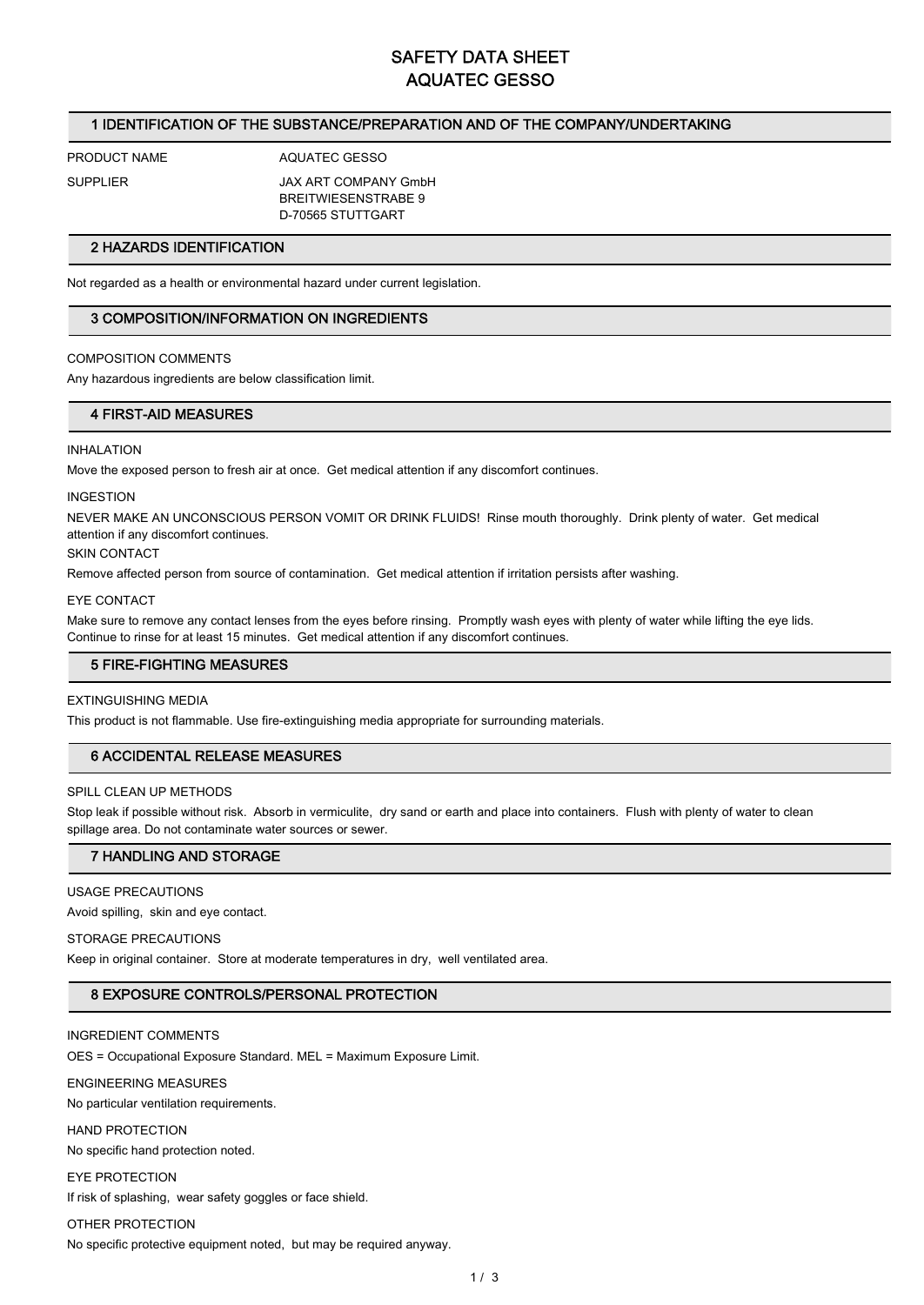# SAFETY DATA SHEET
# AQUATEC GESSO

## 1 IDENTIFICATION OF THE SUBSTANCE/PREPARATION AND OF THE COMPANY/UNDERTAKING

PRODUCT NAME AQUATEC GESSO

SUPPLIER JAX ART COMPANY GmbH
BREITWIESENSTRABE 9
D-70565 STUTTGART

## 2 HAZARDS IDENTIFICATION

Not regarded as a health or environmental hazard under current legislation.

## 3 COMPOSITION/INFORMATION ON INGREDIENTS

COMPOSITION COMMENTS

Any hazardous ingredients are below classification limit.

## 4 FIRST-AID MEASURES

INHALATION

Move the exposed person to fresh air at once. Get medical attention if any discomfort continues.

INGESTION

NEVER MAKE AN UNCONSCIOUS PERSON VOMIT OR DRINK FLUIDS! Rinse mouth thoroughly. Drink plenty of water. Get medical attention if any discomfort continues.

SKIN CONTACT

Remove affected person from source of contamination. Get medical attention if irritation persists after washing.

EYE CONTACT

Make sure to remove any contact lenses from the eyes before rinsing. Promptly wash eyes with plenty of water while lifting the eye lids. Continue to rinse for at least 15 minutes. Get medical attention if any discomfort continues.

## 5 FIRE-FIGHTING MEASURES

EXTINGUISHING MEDIA

This product is not flammable. Use fire-extinguishing media appropriate for surrounding materials.

## 6 ACCIDENTAL RELEASE MEASURES

SPILL CLEAN UP METHODS

Stop leak if possible without risk. Absorb in vermiculite, dry sand or earth and place into containers. Flush with plenty of water to clean spillage area. Do not contaminate water sources or sewer.

## 7 HANDLING AND STORAGE

USAGE PRECAUTIONS

Avoid spilling, skin and eye contact.

STORAGE PRECAUTIONS

Keep in original container. Store at moderate temperatures in dry, well ventilated area.

## 8 EXPOSURE CONTROLS/PERSONAL PROTECTION

INGREDIENT COMMENTS

OES = Occupational Exposure Standard. MEL = Maximum Exposure Limit.

ENGINEERING MEASURES

No particular ventilation requirements.

HAND PROTECTION

No specific hand protection noted.

EYE PROTECTION

If risk of splashing, wear safety goggles or face shield.

OTHER PROTECTION

No specific protective equipment noted, but may be required anyway.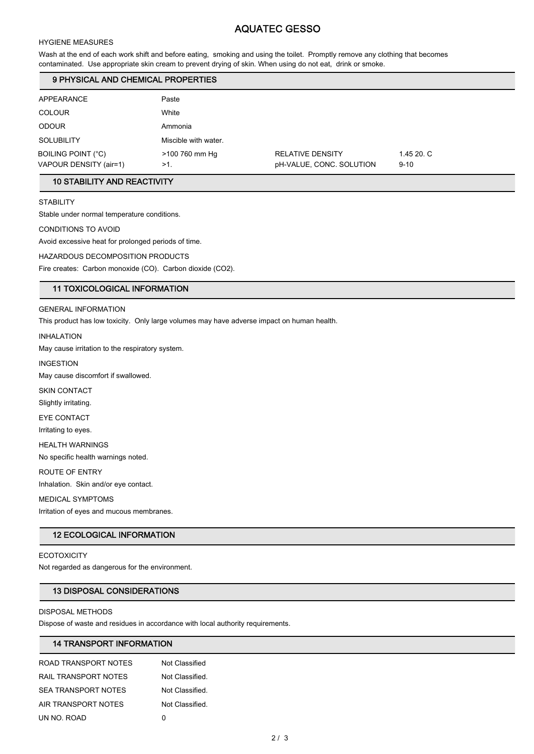# AQUATEC GESSO

HYGIENE MEASURES

Wash at the end of each work shift and before eating, smoking and using the toilet. Promptly remove any clothing that becomes contaminated. Use appropriate skin cream to prevent drying of skin. When using do not eat, drink or smoke.

## 9 PHYSICAL AND CHEMICAL PROPERTIES

| | | | |
|---|---|---|---|
| APPEARANCE | Paste | | |
| COLOUR | White | | |
| ODOUR | Ammonia | | |
| SOLUBILITY | Miscible with water. | | |
| BOILING POINT (°C) | >100 760 mm Hg | RELATIVE DENSITY | 1.45 20. C |
| VAPOUR DENSITY (air=1) | >1. | pH-VALUE, CONC. SOLUTION | 9-10 |

## 10 STABILITY AND REACTIVITY

STABILITY

Stable under normal temperature conditions.

CONDITIONS TO AVOID

Avoid excessive heat for prolonged periods of time.

HAZARDOUS DECOMPOSITION PRODUCTS

Fire creates: Carbon monoxide (CO). Carbon dioxide ($CO_2$).

## 11 TOXICOLOGICAL INFORMATION

GENERAL INFORMATION

This product has low toxicity. Only large volumes may have adverse impact on human health.

INHALATION

May cause irritation to the respiratory system.

INGESTION

May cause discomfort if swallowed.

SKIN CONTACT

Slightly irritating.

EYE CONTACT

Irritating to eyes.

HEALTH WARNINGS

No specific health warnings noted.

ROUTE OF ENTRY

Inhalation. Skin and/or eye contact.

MEDICAL SYMPTOMS

Irritation of eyes and mucous membranes.

## 12 ECOLOGICAL INFORMATION

ECOTOXICITY

Not regarded as dangerous for the environment.

## 13 DISPOSAL CONSIDERATIONS

DISPOSAL METHODS

Dispose of waste and residues in accordance with local authority requirements.

## 14 TRANSPORT INFORMATION

| | |
|---|---|
| ROAD TRANSPORT NOTES | Not Classified |
| RAIL TRANSPORT NOTES | Not Classified. |
| SEA TRANSPORT NOTES | Not Classified. |
| AIR TRANSPORT NOTES | Not Classified. |
| UN NO. ROAD | 0 |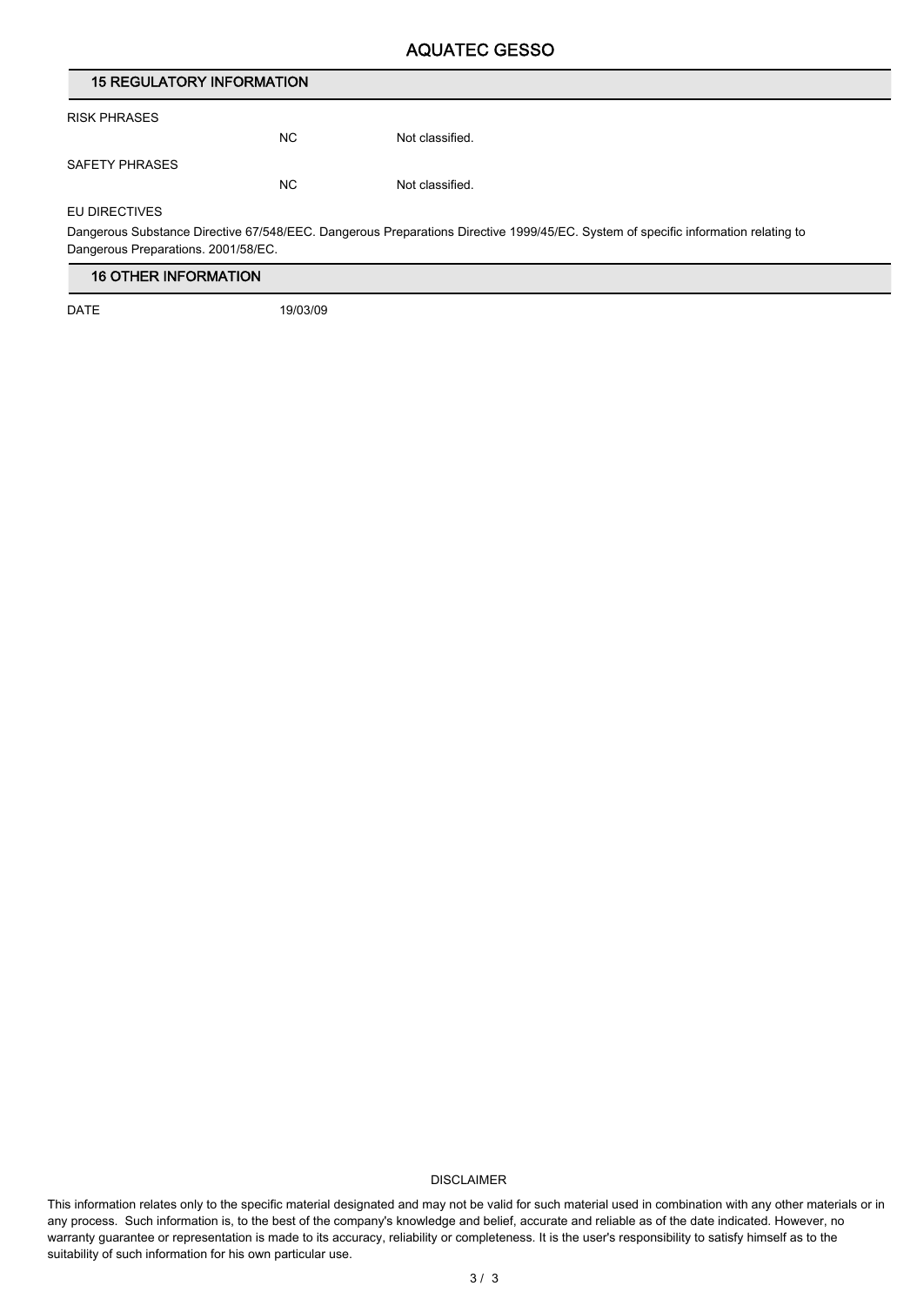## 15 REGULATORY INFORMATION

RISK PHRASES

| | |
|---|---|
| NC | Not classified. |

SAFETY PHRASES

| | |
|---|---|
| NC | Not classified. |

EU DIRECTIVES

Dangerous Substance Directive 67/548/EEC. Dangerous Preparations Directive 1999/45/EC. System of specific information relating to Dangerous Preparations. 2001/58/EC.

## 16 OTHER INFORMATION

DATE 19/03/09

DISCLAIMER

This information relates only to the specific material designated and may not be valid for such material used in combination with any other materials or in any process. Such information is, to the best of the company's knowledge and belief, accurate and reliable as of the date indicated. However, no warranty guarantee or representation is made to its accuracy, reliability or completeness. It is the user's responsibility to satisfy himself as to the suitability of such information for his own particular use.